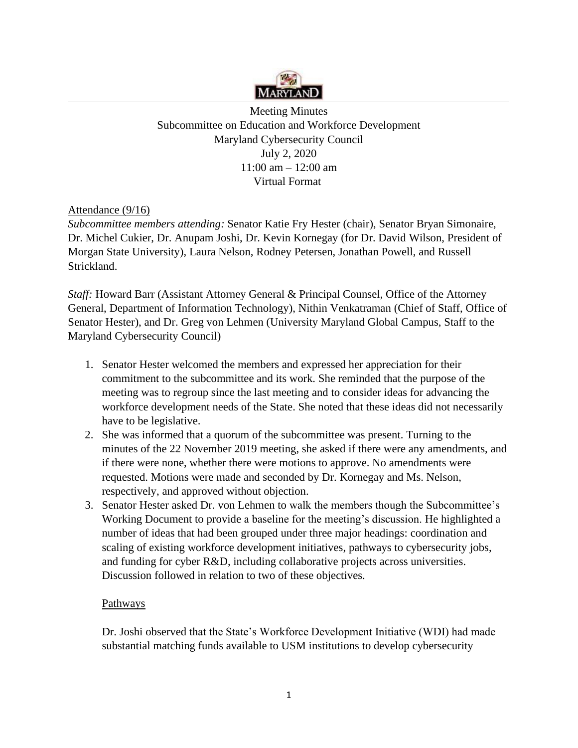Meeting Minutes
Subcommittee on Education and Workforce Development
Maryland Cybersecurity Council
July 2, 2020
11:00 am – 12:00 am
Virtual Format

Attendance (9/16)

*Subcommittee members attending:* Senator Katie Fry Hester (chair), Senator Bryan Simonaire, Dr. Michel Cukier, Dr. Anupam Joshi, Dr. Kevin Kornegay (for Dr. David Wilson, President of Morgan State University), Laura Nelson, Rodney Petersen, Jonathan Powell, and Russell Strickland.

*Staff:* Howard Barr (Assistant Attorney General & Principal Counsel, Office of the Attorney General, Department of Information Technology), Nithin Venkatraman (Chief of Staff, Office of Senator Hester), and Dr. Greg von Lehmen (University Maryland Global Campus, Staff to the Maryland Cybersecurity Council)

1. Senator Hester welcomed the members and expressed her appreciation for their commitment to the subcommittee and its work. She reminded that the purpose of the meeting was to regroup since the last meeting and to consider ideas for advancing the workforce development needs of the State. She noted that these ideas did not necessarily have to be legislative.
2. She was informed that a quorum of the subcommittee was present. Turning to the minutes of the 22 November 2019 meeting, she asked if there were any amendments, and if there were none, whether there were motions to approve. No amendments were requested. Motions were made and seconded by Dr. Kornegay and Ms. Nelson, respectively, and approved without objection.
3. Senator Hester asked Dr. von Lehmen to walk the members though the Subcommittee's Working Document to provide a baseline for the meeting's discussion. He highlighted a number of ideas that had been grouped under three major headings: coordination and scaling of existing workforce development initiatives, pathways to cybersecurity jobs, and funding for cyber R&D, including collaborative projects across universities. Discussion followed in relation to two of these objectives.

   Pathways

   Dr. Joshi observed that the State's Workforce Development Initiative (WDI) had made substantial matching funds available to USM institutions to develop cybersecurity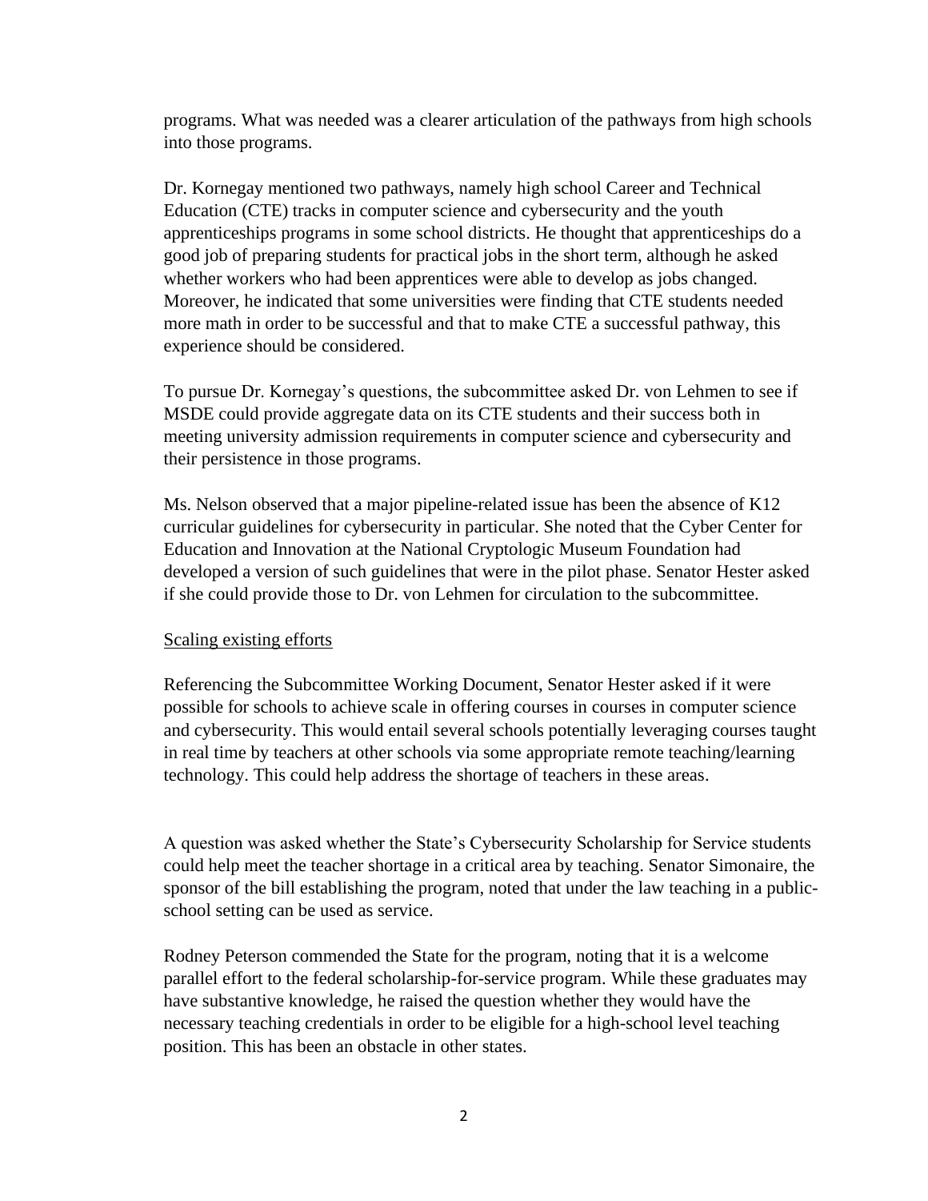programs. What was needed was a clearer articulation of the pathways from high schools into those programs.

Dr. Kornegay mentioned two pathways, namely high school Career and Technical Education (CTE) tracks in computer science and cybersecurity and the youth apprenticeships programs in some school districts. He thought that apprenticeships do a good job of preparing students for practical jobs in the short term, although he asked whether workers who had been apprentices were able to develop as jobs changed. Moreover, he indicated that some universities were finding that CTE students needed more math in order to be successful and that to make CTE a successful pathway, this experience should be considered.

To pursue Dr. Kornegay's questions, the subcommittee asked Dr. von Lehmen to see if MSDE could provide aggregate data on its CTE students and their success both in meeting university admission requirements in computer science and cybersecurity and their persistence in those programs.

Ms. Nelson observed that a major pipeline-related issue has been the absence of K12 curricular guidelines for cybersecurity in particular. She noted that the Cyber Center for Education and Innovation at the National Cryptologic Museum Foundation had developed a version of such guidelines that were in the pilot phase. Senator Hester asked if she could provide those to Dr. von Lehmen for circulation to the subcommittee.

Scaling existing efforts

Referencing the Subcommittee Working Document, Senator Hester asked if it were possible for schools to achieve scale in offering courses in courses in computer science and cybersecurity. This would entail several schools potentially leveraging courses taught in real time by teachers at other schools via some appropriate remote teaching/learning technology. This could help address the shortage of teachers in these areas.

A question was asked whether the State's Cybersecurity Scholarship for Service students could help meet the teacher shortage in a critical area by teaching. Senator Simonaire, the sponsor of the bill establishing the program, noted that under the law teaching in a public-school setting can be used as service.

Rodney Peterson commended the State for the program, noting that it is a welcome parallel effort to the federal scholarship-for-service program. While these graduates may have substantive knowledge, he raised the question whether they would have the necessary teaching credentials in order to be eligible for a high-school level teaching position. This has been an obstacle in other states.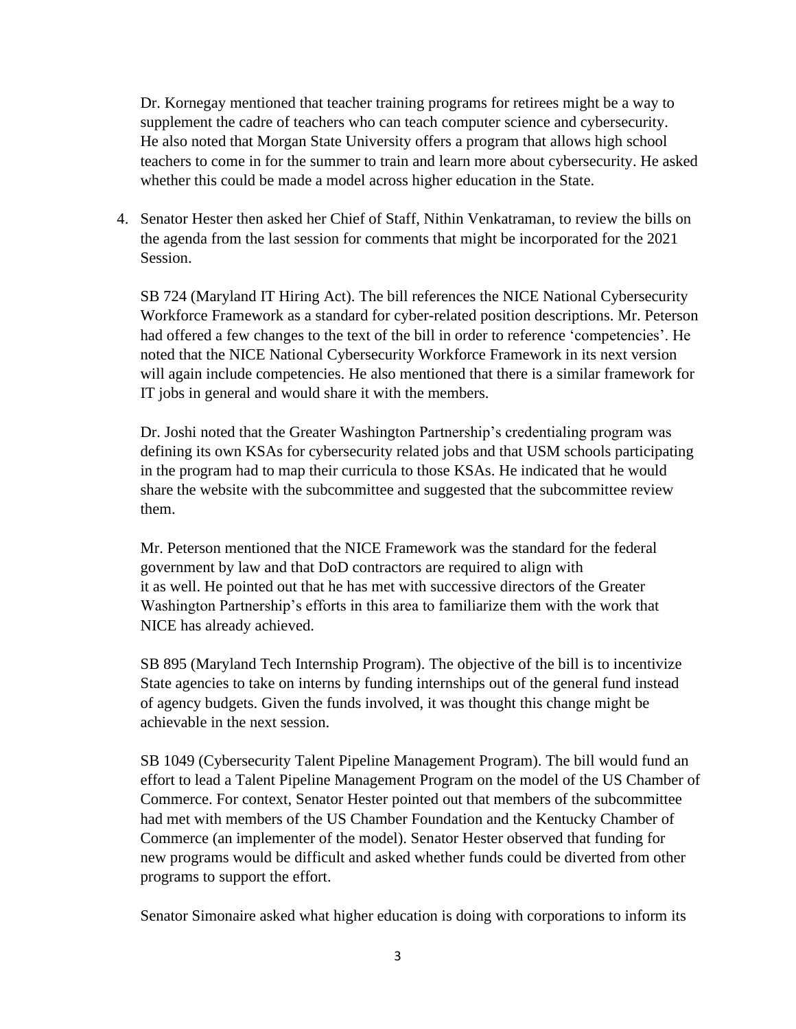Dr. Kornegay mentioned that teacher training programs for retirees might be a way to supplement the cadre of teachers who can teach computer science and cybersecurity. He also noted that Morgan State University offers a program that allows high school teachers to come in for the summer to train and learn more about cybersecurity. He asked whether this could be made a model across higher education in the State.

4. Senator Hester then asked her Chief of Staff, Nithin Venkatraman, to review the bills on the agenda from the last session for comments that might be incorporated for the 2021 Session.

   SB 724 (Maryland IT Hiring Act). The bill references the NICE National Cybersecurity Workforce Framework as a standard for cyber-related position descriptions. Mr. Peterson had offered a few changes to the text of the bill in order to reference 'competencies'. He noted that the NICE National Cybersecurity Workforce Framework in its next version will again include competencies. He also mentioned that there is a similar framework for IT jobs in general and would share it with the members.

   Dr. Joshi noted that the Greater Washington Partnership's credentialing program was defining its own KSAs for cybersecurity related jobs and that USM schools participating in the program had to map their curricula to those KSAs. He indicated that he would share the website with the subcommittee and suggested that the subcommittee review them.

   Mr. Peterson mentioned that the NICE Framework was the standard for the federal government by law and that DoD contractors are required to align with it as well. He pointed out that he has met with successive directors of the Greater Washington Partnership's efforts in this area to familiarize them with the work that NICE has already achieved.

   SB 895 (Maryland Tech Internship Program). The objective of the bill is to incentivize State agencies to take on interns by funding internships out of the general fund instead of agency budgets. Given the funds involved, it was thought this change might be achievable in the next session.

   SB 1049 (Cybersecurity Talent Pipeline Management Program). The bill would fund an effort to lead a Talent Pipeline Management Program on the model of the US Chamber of Commerce. For context, Senator Hester pointed out that members of the subcommittee had met with members of the US Chamber Foundation and the Kentucky Chamber of Commerce (an implementer of the model). Senator Hester observed that funding for new programs would be difficult and asked whether funds could be diverted from other programs to support the effort.

   Senator Simonaire asked what higher education is doing with corporations to inform its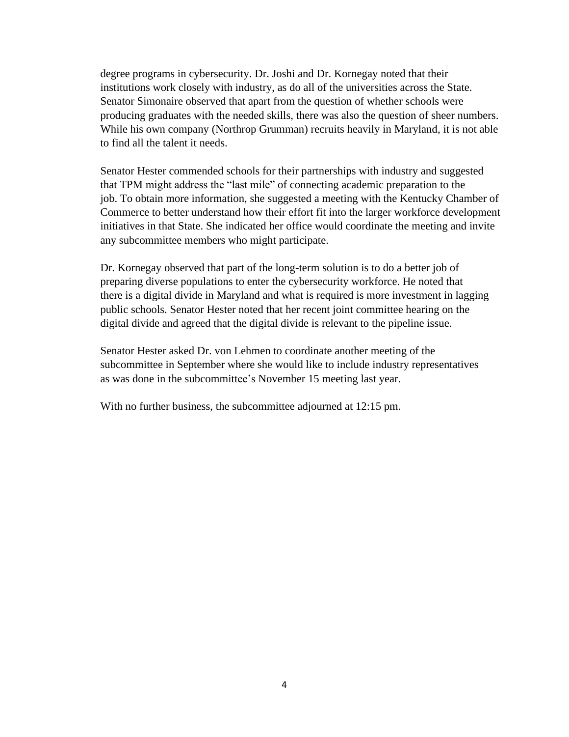degree programs in cybersecurity. Dr. Joshi and Dr. Kornegay noted that their institutions work closely with industry, as do all of the universities across the State. Senator Simonaire observed that apart from the question of whether schools were producing graduates with the needed skills, there was also the question of sheer numbers. While his own company (Northrop Grumman) recruits heavily in Maryland, it is not able to find all the talent it needs.

Senator Hester commended schools for their partnerships with industry and suggested that TPM might address the "last mile" of connecting academic preparation to the job. To obtain more information, she suggested a meeting with the Kentucky Chamber of Commerce to better understand how their effort fit into the larger workforce development initiatives in that State. She indicated her office would coordinate the meeting and invite any subcommittee members who might participate.

Dr. Kornegay observed that part of the long-term solution is to do a better job of preparing diverse populations to enter the cybersecurity workforce. He noted that there is a digital divide in Maryland and what is required is more investment in lagging public schools. Senator Hester noted that her recent joint committee hearing on the digital divide and agreed that the digital divide is relevant to the pipeline issue.

Senator Hester asked Dr. von Lehmen to coordinate another meeting of the subcommittee in September where she would like to include industry representatives as was done in the subcommittee's November 15 meeting last year.

With no further business, the subcommittee adjourned at 12:15 pm.